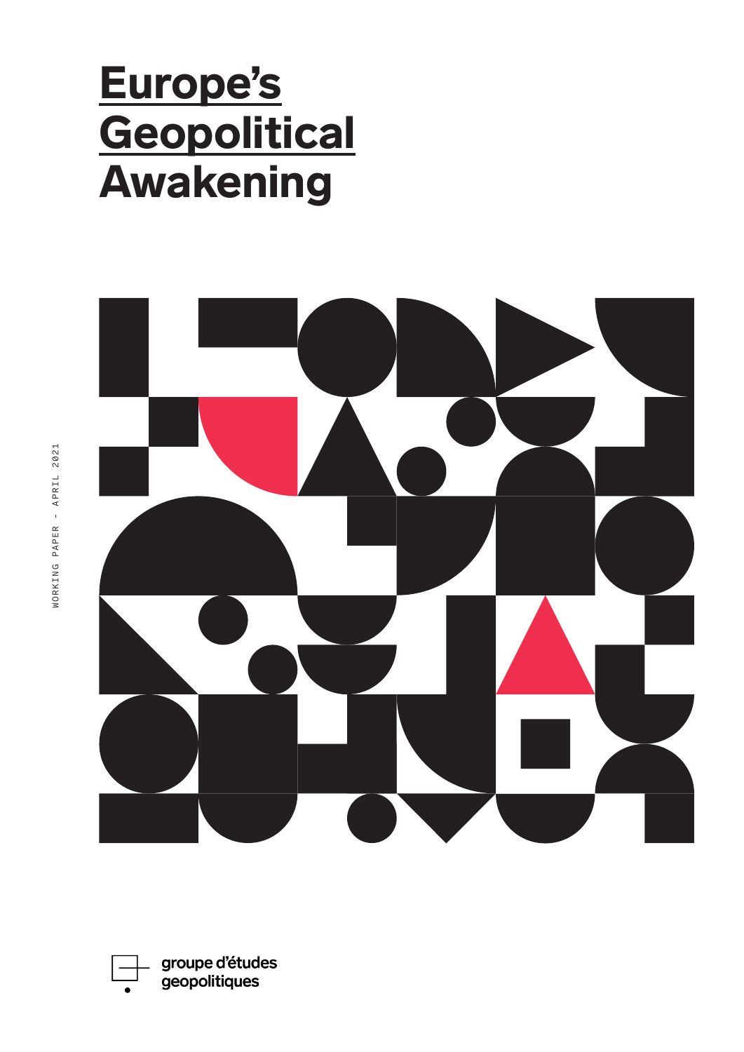# Europe's Geopolitical Awakening

WORKING PAPER - APRIL 2021

groupe d'études geopolitiques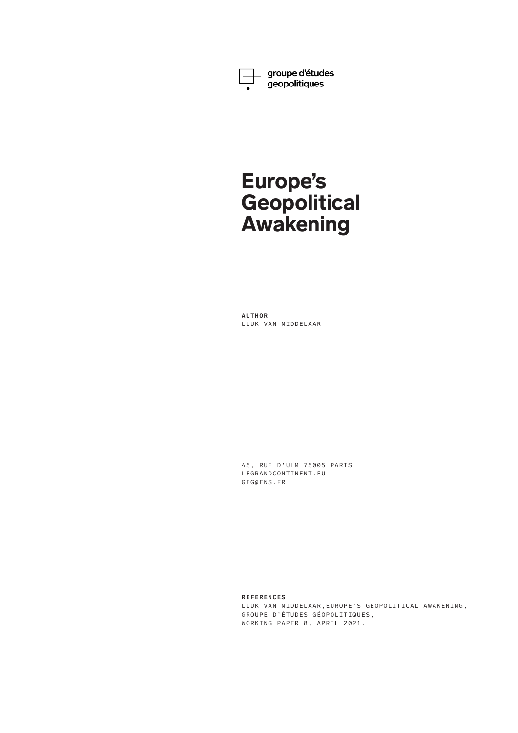groupe d'études
geopolitiques

# Europe's Geopolitical Awakening

**AUTHOR**
LUUK VAN MIDDELAAR

45, RUE D'ULM 75005 PARIS
LEGRANDCONTINENT.EU
GEG@ENS.FR

**REFERENCES**
LUUK VAN MIDDELAAR,EUROPE'S GEOPOLITICAL AWAKENING,
GROUPE D'ÉTUDES GÉOPOLITIQUES,
WORKING PAPER 8, APRIL 2021.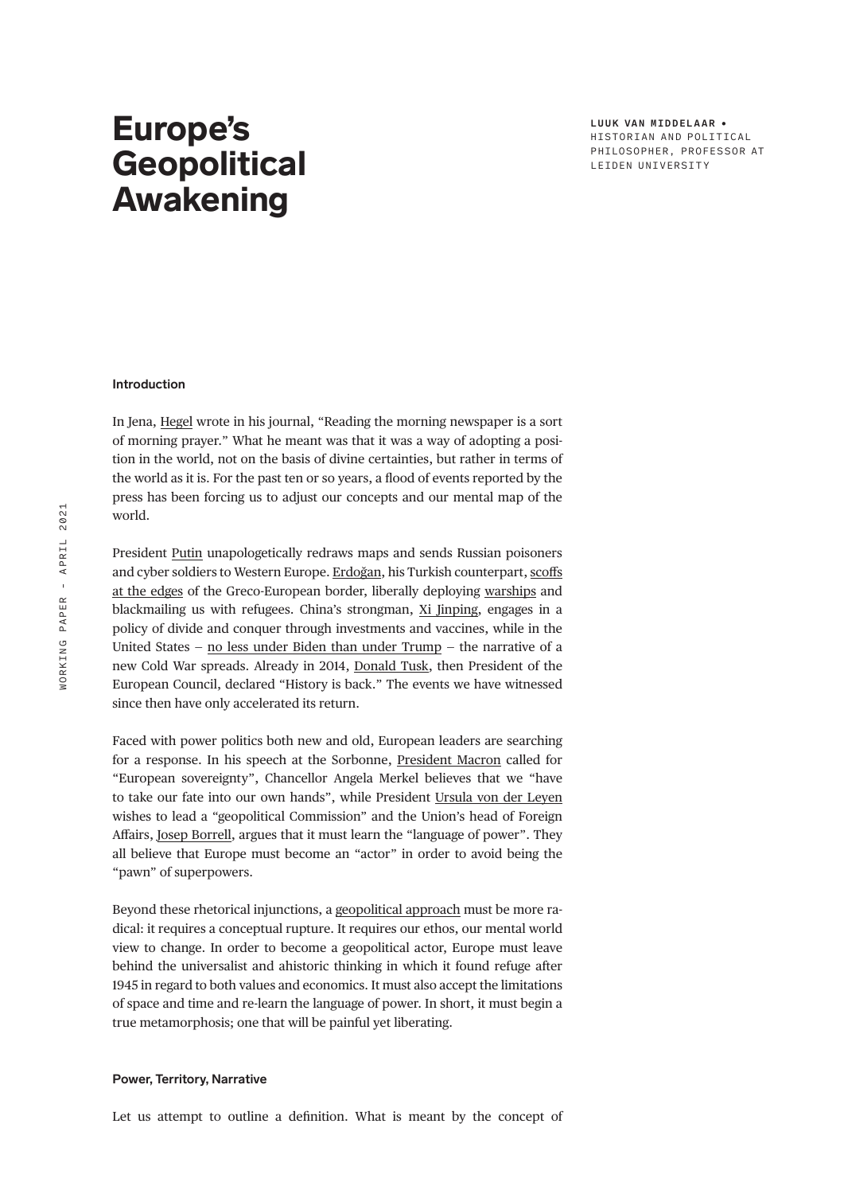# Europe's Geopolitical Awakening

**LUUK VAN MIDDELAAR •** HISTORIAN AND POLITICAL PHILOSOPHER, PROFESSOR AT LEIDEN UNIVERSITY

**Introduction**

In Jena, Hegel wrote in his journal, "Reading the morning newspaper is a sort of morning prayer." What he meant was that it was a way of adopting a position in the world, not on the basis of divine certainties, but rather in terms of the world as it is. For the past ten or so years, a flood of events reported by the press has been forcing us to adjust our concepts and our mental map of the world.

President Putin unapologetically redraws maps and sends Russian poisoners and cyber soldiers to Western Europe. Erdoğan, his Turkish counterpart, scoffs at the edges of the Greco-European border, liberally deploying warships and blackmailing us with refugees. China's strongman, Xi Jinping, engages in a policy of divide and conquer through investments and vaccines, while in the United States – no less under Biden than under Trump – the narrative of a new Cold War spreads. Already in 2014, Donald Tusk, then President of the European Council, declared "History is back." The events we have witnessed since then have only accelerated its return.

Faced with power politics both new and old, European leaders are searching for a response. In his speech at the Sorbonne, President Macron called for "European sovereignty", Chancellor Angela Merkel believes that we "have to take our fate into our own hands", while President Ursula von der Leyen wishes to lead a "geopolitical Commission" and the Union's head of Foreign Affairs, Josep Borrell, argues that it must learn the "language of power". They all believe that Europe must become an "actor" in order to avoid being the "pawn" of superpowers.

Beyond these rhetorical injunctions, a geopolitical approach must be more radical: it requires a conceptual rupture. It requires our ethos, our mental world view to change. In order to become a geopolitical actor, Europe must leave behind the universalist and ahistoric thinking in which it found refuge after 1945 in regard to both values and economics. It must also accept the limitations of space and time and re-learn the language of power. In short, it must begin a true metamorphosis; one that will be painful yet liberating.

**Power, Territory, Narrative**

Let us attempt to outline a definition. What is meant by the concept of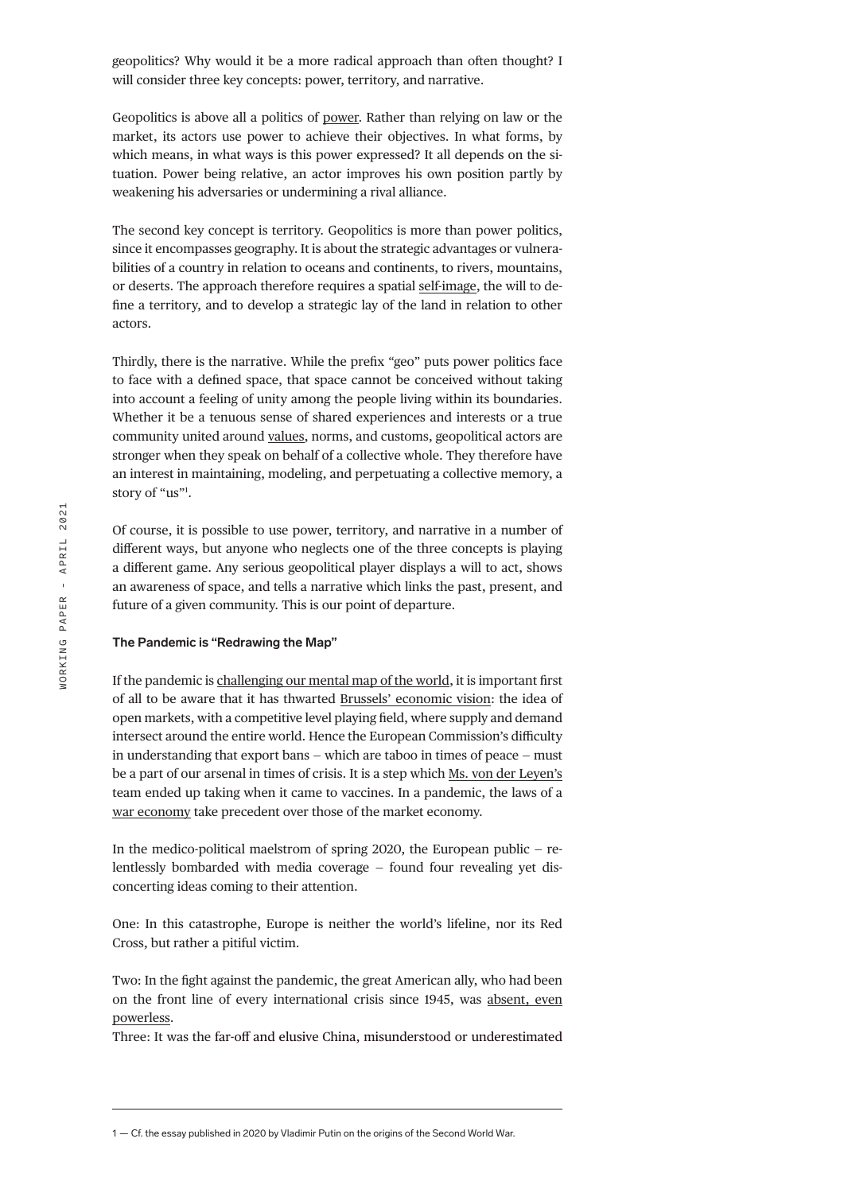geopolitics? Why would it be a more radical approach than often thought? I will consider three key concepts: power, territory, and narrative.

Geopolitics is above all a politics of power. Rather than relying on law or the market, its actors use power to achieve their objectives. In what forms, by which means, in what ways is this power expressed? It all depends on the situation. Power being relative, an actor improves his own position partly by weakening his adversaries or undermining a rival alliance.

The second key concept is territory. Geopolitics is more than power politics, since it encompasses geography. It is about the strategic advantages or vulnerabilities of a country in relation to oceans and continents, to rivers, mountains, or deserts. The approach therefore requires a spatial self-image, the will to define a territory, and to develop a strategic lay of the land in relation to other actors.

Thirdly, there is the narrative. While the prefix "geo" puts power politics face to face with a defined space, that space cannot be conceived without taking into account a feeling of unity among the people living within its boundaries. Whether it be a tenuous sense of shared experiences and interests or a true community united around values, norms, and customs, geopolitical actors are stronger when they speak on behalf of a collective whole. They therefore have an interest in maintaining, modeling, and perpetuating a collective memory, a story of "us"[1].

Of course, it is possible to use power, territory, and narrative in a number of different ways, but anyone who neglects one of the three concepts is playing a different game. Any serious geopolitical player displays a will to act, shows an awareness of space, and tells a narrative which links the past, present, and future of a given community. This is our point of departure.

### The Pandemic is "Redrawing the Map"

If the pandemic is challenging our mental map of the world, it is important first of all to be aware that it has thwarted Brussels' economic vision: the idea of open markets, with a competitive level playing field, where supply and demand intersect around the entire world. Hence the European Commission's difficulty in understanding that export bans – which are taboo in times of peace – must be a part of our arsenal in times of crisis. It is a step which Ms. von der Leyen's team ended up taking when it came to vaccines. In a pandemic, the laws of a war economy take precedent over those of the market economy.

In the medico-political maelstrom of spring 2020, the European public – relentlessly bombarded with media coverage – found four revealing yet disconcerting ideas coming to their attention.

One: In this catastrophe, Europe is neither the world's lifeline, nor its Red Cross, but rather a pitiful victim.

Two: In the fight against the pandemic, the great American ally, who had been on the front line of every international crisis since 1945, was absent, even powerless.

Three: It was the far-off and elusive China, misunderstood or underestimated

---

1 — Cf. the essay published in 2020 by Vladimir Putin on the origins of the Second World War.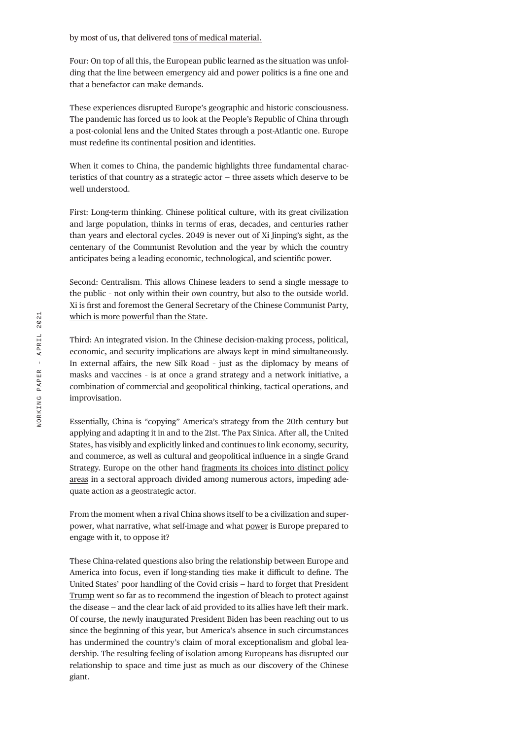by most of us, that delivered tons of medical material.

Four: On top of all this, the European public learned as the situation was unfolding that the line between emergency aid and power politics is a fine one and that a benefactor can make demands.

These experiences disrupted Europe's geographic and historic consciousness. The pandemic has forced us to look at the People's Republic of China through a post-colonial lens and the United States through a post-Atlantic one. Europe must redefine its continental position and identities.

When it comes to China, the pandemic highlights three fundamental characteristics of that country as a strategic actor – three assets which deserve to be well understood.

First: Long-term thinking. Chinese political culture, with its great civilization and large population, thinks in terms of eras, decades, and centuries rather than years and electoral cycles. 2049 is never out of Xi Jinping's sight, as the centenary of the Communist Revolution and the year by which the country anticipates being a leading economic, technological, and scientific power.

Second: Centralism. This allows Chinese leaders to send a single message to the public - not only within their own country, but also to the outside world. Xi is first and foremost the General Secretary of the Chinese Communist Party, which is more powerful than the State.

Third: An integrated vision. In the Chinese decision-making process, political, economic, and security implications are always kept in mind simultaneously. In external affairs, the new Silk Road - just as the diplomacy by means of masks and vaccines - is at once a grand strategy and a network initiative, a combination of commercial and geopolitical thinking, tactical operations, and improvisation.

Essentially, China is "copying" America's strategy from the 20th century but applying and adapting it in and to the 21st. The Pax Sinica. After all, the United States, has visibly and explicitly linked and continues to link economy, security, and commerce, as well as cultural and geopolitical influence in a single Grand Strategy. Europe on the other hand fragments its choices into distinct policy areas in a sectoral approach divided among numerous actors, impeding adequate action as a geostrategic actor.

From the moment when a rival China shows itself to be a civilization and superpower, what narrative, what self-image and what power is Europe prepared to engage with it, to oppose it?

These China-related questions also bring the relationship between Europe and America into focus, even if long-standing ties make it difficult to define. The United States' poor handling of the Covid crisis – hard to forget that President Trump went so far as to recommend the ingestion of bleach to protect against the disease – and the clear lack of aid provided to its allies have left their mark. Of course, the newly inaugurated President Biden has been reaching out to us since the beginning of this year, but America's absence in such circumstances has undermined the country's claim of moral exceptionalism and global leadership. The resulting feeling of isolation among Europeans has disrupted our relationship to space and time just as much as our discovery of the Chinese giant.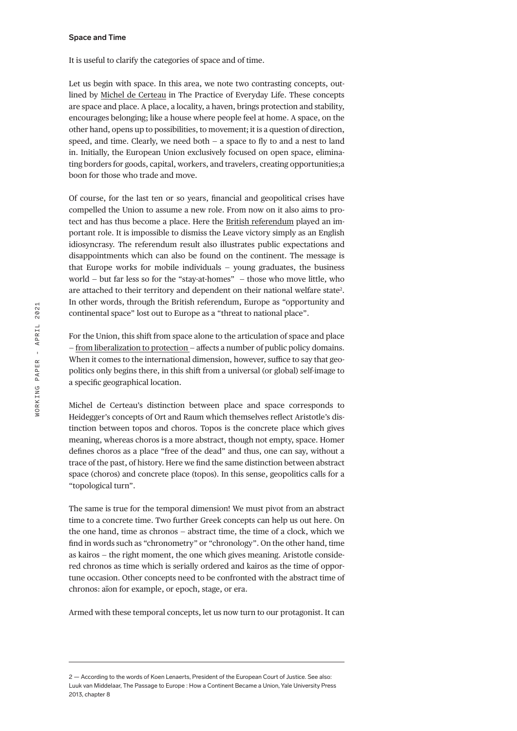### Space and Time

It is useful to clarify the categories of space and of time.

Let us begin with space. In this area, we note two contrasting concepts, outlined by Michel de Certeau in The Practice of Everyday Life. These concepts are space and place. A place, a locality, a haven, brings protection and stability, encourages belonging; like a house where people feel at home. A space, on the other hand, opens up to possibilities, to movement; it is a question of direction, speed, and time. Clearly, we need both – a space to fly to and a nest to land in. Initially, the European Union exclusively focused on open space, eliminating borders for goods, capital, workers, and travelers, creating opportunities;a boon for those who trade and move.

Of course, for the last ten or so years, financial and geopolitical crises have compelled the Union to assume a new role. From now on it also aims to protect and has thus become a place. Here the British referendum played an important role. It is impossible to dismiss the Leave victory simply as an English idiosyncrasy. The referendum result also illustrates public expectations and disappointments which can also be found on the continent. The message is that Europe works for mobile individuals – young graduates, the business world – but far less so for the "stay-at-homes" – those who move little, who are attached to their territory and dependent on their national welfare state[2]. In other words, through the British referendum, Europe as "opportunity and continental space" lost out to Europe as a "threat to national place".

For the Union, this shift from space alone to the articulation of space and place – from liberalization to protection – affects a number of public policy domains. When it comes to the international dimension, however, suffice to say that geopolitics only begins there, in this shift from a universal (or global) self-image to a specific geographical location.

Michel de Certeau's distinction between place and space corresponds to Heidegger's concepts of Ort and Raum which themselves reflect Aristotle's distinction between topos and choros. Topos is the concrete place which gives meaning, whereas choros is a more abstract, though not empty, space. Homer defines choros as a place "free of the dead" and thus, one can say, without a trace of the past, of history. Here we find the same distinction between abstract space (choros) and concrete place (topos). In this sense, geopolitics calls for a "topological turn".

The same is true for the temporal dimension! We must pivot from an abstract time to a concrete time. Two further Greek concepts can help us out here. On the one hand, time as chronos – abstract time, the time of a clock, which we find in words such as "chronometry" or "chronology". On the other hand, time as kairos – the right moment, the one which gives meaning. Aristotle considered chronos as time which is serially ordered and kairos as the time of opportune occasion. Other concepts need to be confronted with the abstract time of chronos: aïon for example, or epoch, stage, or era.

Armed with these temporal concepts, let us now turn to our protagonist. It can

---

2 — According to the words of Koen Lenaerts, President of the European Court of Justice. See also: Luuk van Middelaar, The Passage to Europe : How a Continent Became a Union, Yale University Press 2013, chapter 8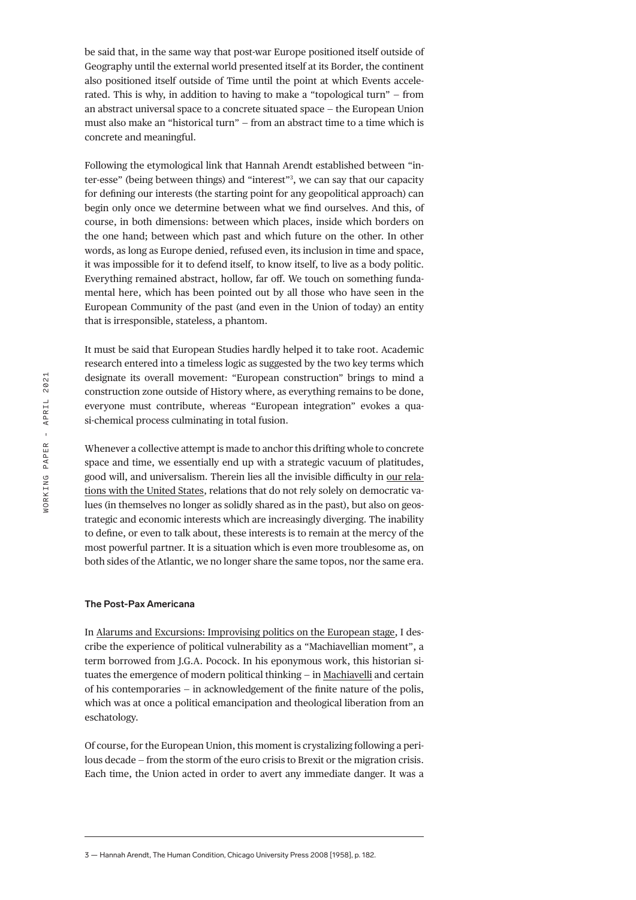be said that, in the same way that post-war Europe positioned itself outside of Geography until the external world presented itself at its Border, the continent also positioned itself outside of Time until the point at which Events accelerated. This is why, in addition to having to make a "topological turn" – from an abstract universal space to a concrete situated space – the European Union must also make an "historical turn" – from an abstract time to a time which is concrete and meaningful.

Following the etymological link that Hannah Arendt established between "inter-esse" (being between things) and "interest"[3], we can say that our capacity for defining our interests (the starting point for any geopolitical approach) can begin only once we determine between what we find ourselves. And this, of course, in both dimensions: between which places, inside which borders on the one hand; between which past and which future on the other. In other words, as long as Europe denied, refused even, its inclusion in time and space, it was impossible for it to defend itself, to know itself, to live as a body politic. Everything remained abstract, hollow, far off. We touch on something fundamental here, which has been pointed out by all those who have seen in the European Community of the past (and even in the Union of today) an entity that is irresponsible, stateless, a phantom.

It must be said that European Studies hardly helped it to take root. Academic research entered into a timeless logic as suggested by the two key terms which designate its overall movement: "European construction" brings to mind a construction zone outside of History where, as everything remains to be done, everyone must contribute, whereas "European integration" evokes a quasi-chemical process culminating in total fusion.

Whenever a collective attempt is made to anchor this drifting whole to concrete space and time, we essentially end up with a strategic vacuum of platitudes, good will, and universalism. Therein lies all the invisible difficulty in our relations with the United States, relations that do not rely solely on democratic values (in themselves no longer as solidly shared as in the past), but also on geostrategic and economic interests which are increasingly diverging. The inability to define, or even to talk about, these interests is to remain at the mercy of the most powerful partner. It is a situation which is even more troublesome as, on both sides of the Atlantic, we no longer share the same topos, nor the same era.

### The Post-Pax Americana

In Alarums and Excursions: Improvising politics on the European stage, I describe the experience of political vulnerability as a "Machiavellian moment", a term borrowed from J.G.A. Pocock. In his eponymous work, this historian situates the emergence of modern political thinking – in Machiavelli and certain of his contemporaries – in acknowledgement of the finite nature of the polis, which was at once a political emancipation and theological liberation from an eschatology.

Of course, for the European Union, this moment is crystalizing following a perilous decade – from the storm of the euro crisis to Brexit or the migration crisis. Each time, the Union acted in order to avert any immediate danger. It was a

---

3 — Hannah Arendt, The Human Condition, Chicago University Press 2008 [1958], p. 182.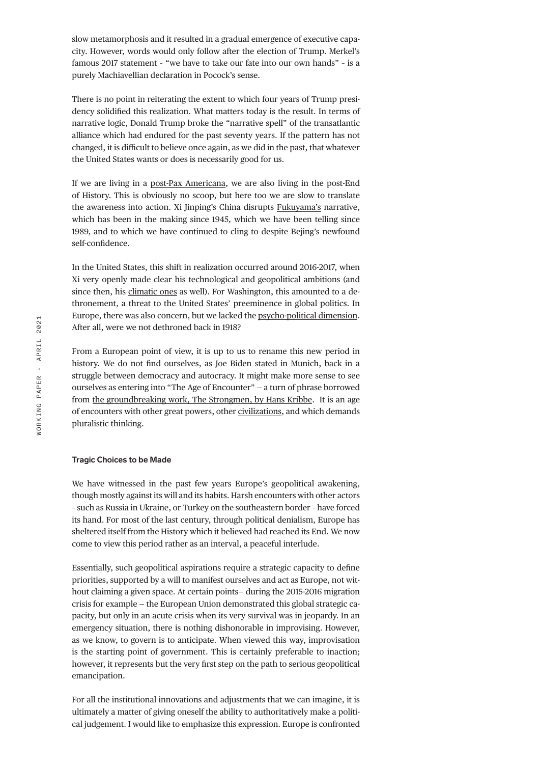slow metamorphosis and it resulted in a gradual emergence of executive capacity. However, words would only follow after the election of Trump. Merkel's famous 2017 statement - "we have to take our fate into our own hands" - is a purely Machiavellian declaration in Pocock's sense.

There is no point in reiterating the extent to which four years of Trump presidency solidified this realization. What matters today is the result. In terms of narrative logic, Donald Trump broke the "narrative spell" of the transatlantic alliance which had endured for the past seventy years. If the pattern has not changed, it is difficult to believe once again, as we did in the past, that whatever the United States wants or does is necessarily good for us.

If we are living in a post-Pax Americana, we are also living in the post-End of History. This is obviously no scoop, but here too we are slow to translate the awareness into action. Xi Jinping's China disrupts Fukuyama's narrative, which has been in the making since 1945, which we have been telling since 1989, and to which we have continued to cling to despite Bejing's newfound self-confidence.

In the United States, this shift in realization occurred around 2016-2017, when Xi very openly made clear his technological and geopolitical ambitions (and since then, his climatic ones as well). For Washington, this amounted to a dethronement, a threat to the United States' preeminence in global politics. In Europe, there was also concern, but we lacked the psycho-political dimension. After all, were we not dethroned back in 1918?

From a European point of view, it is up to us to rename this new period in history. We do not find ourselves, as Joe Biden stated in Munich, back in a struggle between democracy and autocracy. It might make more sense to see ourselves as entering into "The Age of Encounter" – a turn of phrase borrowed from the groundbreaking work, The Strongmen, by Hans Kribbe. It is an age of encounters with other great powers, other civilizations, and which demands pluralistic thinking.

### Tragic Choices to be Made

We have witnessed in the past few years Europe's geopolitical awakening, though mostly against its will and its habits. Harsh encounters with other actors - such as Russia in Ukraine, or Turkey on the southeastern border - have forced its hand. For most of the last century, through political denialism, Europe has sheltered itself from the History which it believed had reached its End. We now come to view this period rather as an interval, a peaceful interlude.

Essentially, such geopolitical aspirations require a strategic capacity to define priorities, supported by a will to manifest ourselves and act as Europe, not without claiming a given space. At certain points– during the 2015-2016 migration crisis for example – the European Union demonstrated this global strategic capacity, but only in an acute crisis when its very survival was in jeopardy. In an emergency situation, there is nothing dishonorable in improvising. However, as we know, to govern is to anticipate. When viewed this way, improvisation is the starting point of government. This is certainly preferable to inaction; however, it represents but the very first step on the path to serious geopolitical emancipation.

For all the institutional innovations and adjustments that we can imagine, it is ultimately a matter of giving oneself the ability to authoritatively make a political judgement. I would like to emphasize this expression. Europe is confronted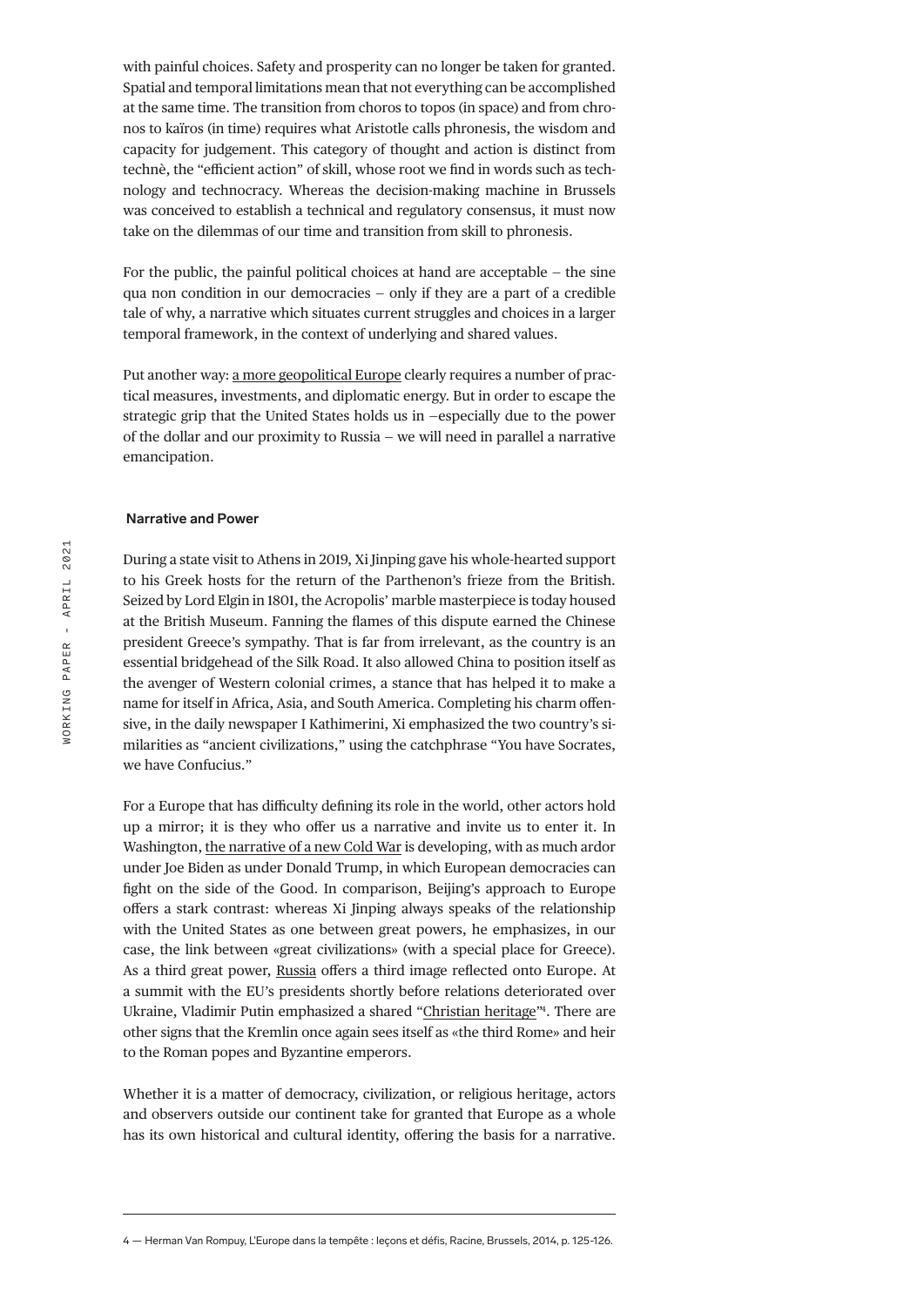with painful choices. Safety and prosperity can no longer be taken for granted. Spatial and temporal limitations mean that not everything can be accomplished at the same time. The transition from choros to topos (in space) and from chronos to kaïros (in time) requires what Aristotle calls phronesis, the wisdom and capacity for judgement. This category of thought and action is distinct from technè, the "efficient action" of skill, whose root we find in words such as technology and technocracy. Whereas the decision-making machine in Brussels was conceived to establish a technical and regulatory consensus, it must now take on the dilemmas of our time and transition from skill to phronesis.

For the public, the painful political choices at hand are acceptable – the sine qua non condition in our democracies – only if they are a part of a credible tale of why, a narrative which situates current struggles and choices in a larger temporal framework, in the context of underlying and shared values.

Put another way: a more geopolitical Europe clearly requires a number of practical measures, investments, and diplomatic energy. But in order to escape the strategic grip that the United States holds us in –especially due to the power of the dollar and our proximity to Russia – we will need in parallel a narrative emancipation.

## Narrative and Power

During a state visit to Athens in 2019, Xi Jinping gave his whole-hearted support to his Greek hosts for the return of the Parthenon's frieze from the British. Seized by Lord Elgin in 1801, the Acropolis' marble masterpiece is today housed at the British Museum. Fanning the flames of this dispute earned the Chinese president Greece's sympathy. That is far from irrelevant, as the country is an essential bridgehead of the Silk Road. It also allowed China to position itself as the avenger of Western colonial crimes, a stance that has helped it to make a name for itself in Africa, Asia, and South America. Completing his charm offensive, in the daily newspaper I Kathimerini, Xi emphasized the two country's similarities as "ancient civilizations," using the catchphrase "You have Socrates, we have Confucius."

For a Europe that has difficulty defining its role in the world, other actors hold up a mirror; it is they who offer us a narrative and invite us to enter it. In Washington, the narrative of a new Cold War is developing, with as much ardor under Joe Biden as under Donald Trump, in which European democracies can fight on the side of the Good. In comparison, Beijing's approach to Europe offers a stark contrast: whereas Xi Jinping always speaks of the relationship with the United States as one between great powers, he emphasizes, in our case, the link between «great civilizations» (with a special place for Greece). As a third great power, Russia offers a third image reflected onto Europe. At a summit with the EU's presidents shortly before relations deteriorated over Ukraine, Vladimir Putin emphasized a shared "Christian heritage"[4]. There are other signs that the Kremlin once again sees itself as «the third Rome» and heir to the Roman popes and Byzantine emperors.

Whether it is a matter of democracy, civilization, or religious heritage, actors and observers outside our continent take for granted that Europe as a whole has its own historical and cultural identity, offering the basis for a narrative.

---

4 — Herman Van Rompuy, L'Europe dans la tempête : leçons et défis, Racine, Brussels, 2014, p. 125-126.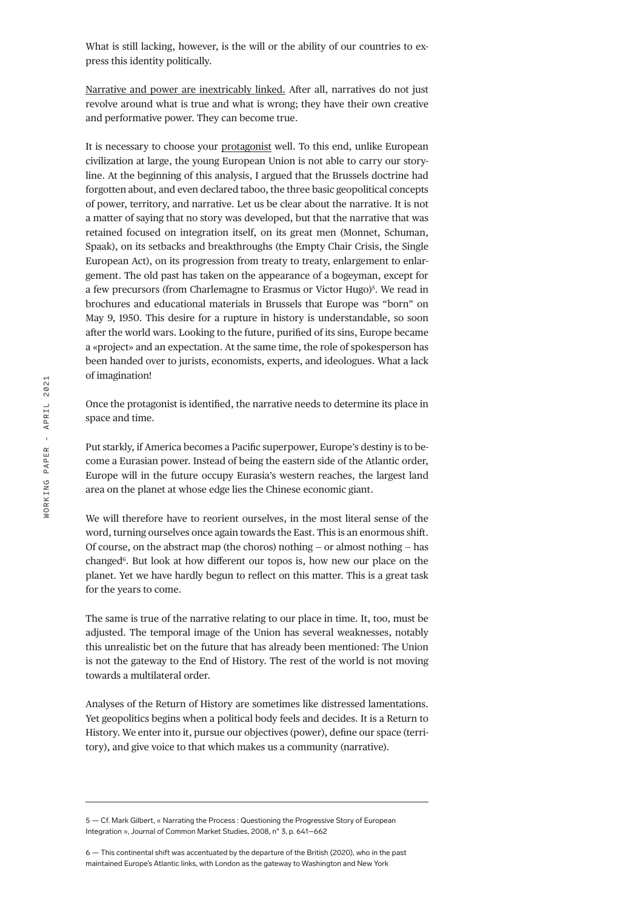What is still lacking, however, is the will or the ability of our countries to express this identity politically.

Narrative and power are inextricably linked. After all, narratives do not just revolve around what is true and what is wrong; they have their own creative and performative power. They can become true.

It is necessary to choose your protagonist well. To this end, unlike European civilization at large, the young European Union is not able to carry our storyline. At the beginning of this analysis, I argued that the Brussels doctrine had forgotten about, and even declared taboo, the three basic geopolitical concepts of power, territory, and narrative. Let us be clear about the narrative. It is not a matter of saying that no story was developed, but that the narrative that was retained focused on integration itself, on its great men (Monnet, Schuman, Spaak), on its setbacks and breakthroughs (the Empty Chair Crisis, the Single European Act), on its progression from treaty to treaty, enlargement to enlargement. The old past has taken on the appearance of a bogeyman, except for a few precursors (from Charlemagne to Erasmus or Victor Hugo)[5]. We read in brochures and educational materials in Brussels that Europe was "born" on May 9, 1950. This desire for a rupture in history is understandable, so soon after the world wars. Looking to the future, purified of its sins, Europe became a «project» and an expectation. At the same time, the role of spokesperson has been handed over to jurists, economists, experts, and ideologues. What a lack of imagination!

Once the protagonist is identified, the narrative needs to determine its place in space and time.

Put starkly, if America becomes a Pacific superpower, Europe's destiny is to become a Eurasian power. Instead of being the eastern side of the Atlantic order, Europe will in the future occupy Eurasia's western reaches, the largest land area on the planet at whose edge lies the Chinese economic giant.

We will therefore have to reorient ourselves, in the most literal sense of the word, turning ourselves once again towards the East. This is an enormous shift. Of course, on the abstract map (the choros) nothing – or almost nothing – has changed[6]. But look at how different our topos is, how new our place on the planet. Yet we have hardly begun to reflect on this matter. This is a great task for the years to come.

The same is true of the narrative relating to our place in time. It, too, must be adjusted. The temporal image of the Union has several weaknesses, notably this unrealistic bet on the future that has already been mentioned: The Union is not the gateway to the End of History. The rest of the world is not moving towards a multilateral order.

Analyses of the Return of History are sometimes like distressed lamentations. Yet geopolitics begins when a political body feels and decides. It is a Return to History. We enter into it, pursue our objectives (power), define our space (territory), and give voice to that which makes us a community (narrative).

---

5 — Cf. Mark Gilbert, « Narrating the Process : Questioning the Progressive Story of European Integration », Journal of Common Market Studies, 2008, n° 3, p. 641–662

6 — This continental shift was accentuated by the departure of the British (2020), who in the past maintained Europe's Atlantic links, with London as the gateway to Washington and New York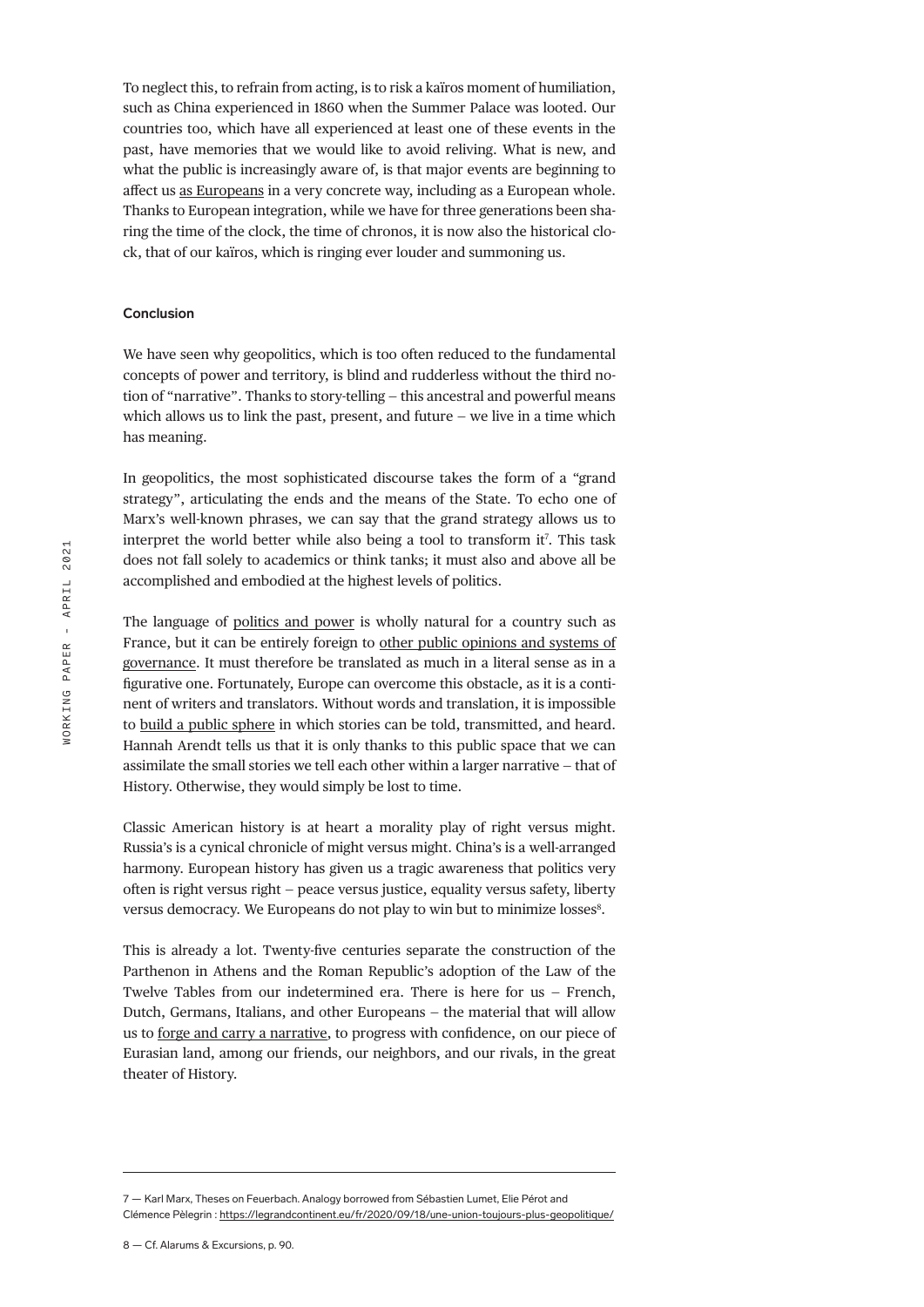To neglect this, to refrain from acting, is to risk a kaïros moment of humiliation, such as China experienced in 1860 when the Summer Palace was looted. Our countries too, which have all experienced at least one of these events in the past, have memories that we would like to avoid reliving. What is new, and what the public is increasingly aware of, is that major events are beginning to affect us as Europeans in a very concrete way, including as a European whole. Thanks to European integration, while we have for three generations been sharing the time of the clock, the time of chronos, it is now also the historical clock, that of our kaïros, which is ringing ever louder and summoning us.

#### Conclusion

We have seen why geopolitics, which is too often reduced to the fundamental concepts of power and territory, is blind and rudderless without the third notion of "narrative". Thanks to story-telling – this ancestral and powerful means which allows us to link the past, present, and future – we live in a time which has meaning.

In geopolitics, the most sophisticated discourse takes the form of a "grand strategy", articulating the ends and the means of the State. To echo one of Marx's well-known phrases, we can say that the grand strategy allows us to interpret the world better while also being a tool to transform it[7]. This task does not fall solely to academics or think tanks; it must also and above all be accomplished and embodied at the highest levels of politics.

The language of politics and power is wholly natural for a country such as France, but it can be entirely foreign to other public opinions and systems of governance. It must therefore be translated as much in a literal sense as in a figurative one. Fortunately, Europe can overcome this obstacle, as it is a continent of writers and translators. Without words and translation, it is impossible to build a public sphere in which stories can be told, transmitted, and heard. Hannah Arendt tells us that it is only thanks to this public space that we can assimilate the small stories we tell each other within a larger narrative – that of History. Otherwise, they would simply be lost to time.

Classic American history is at heart a morality play of right versus might. Russia's is a cynical chronicle of might versus might. China's is a well-arranged harmony. European history has given us a tragic awareness that politics very often is right versus right – peace versus justice, equality versus safety, liberty versus democracy. We Europeans do not play to win but to minimize losses[8].

This is already a lot. Twenty-five centuries separate the construction of the Parthenon in Athens and the Roman Republic's adoption of the Law of the Twelve Tables from our indetermined era. There is here for us – French, Dutch, Germans, Italians, and other Europeans – the material that will allow us to forge and carry a narrative, to progress with confidence, on our piece of Eurasian land, among our friends, our neighbors, and our rivals, in the great theater of History.

---

7 — Karl Marx, Theses on Feuerbach. Analogy borrowed from Sébastien Lumet, Elie Pérot and Clémence Pèlegrin : https://legrandcontinent.eu/fr/2020/09/18/une-union-toujours-plus-geopolitique/

8 — Cf. Alarums & Excursions, p. 90.